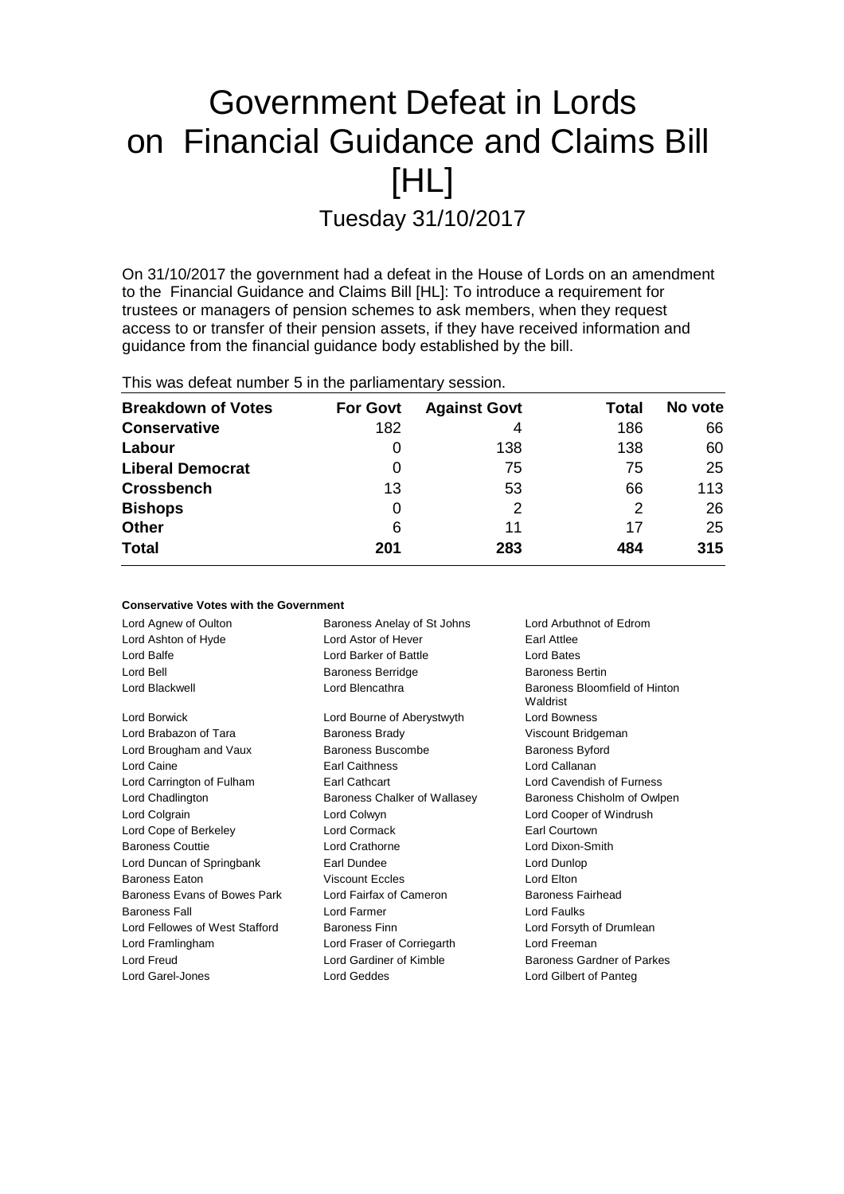# Government Defeat in Lords on Financial Guidance and Claims Bill [HL]

## Tuesday 31/10/2017

On 31/10/2017 the government had a defeat in the House of Lords on an amendment to the Financial Guidance and Claims Bill [HL]: To introduce a requirement for trustees or managers of pension schemes to ask members, when they request access to or transfer of their pension assets, if they have received information and guidance from the financial guidance body established by the bill.

This was defeat number 5 in the parliamentary session.

| Breakdown of Votes | For Govt | Against Govt | Total | No vote |
|---|---|---|---|---|
| **Conservative** | 182 | 4 | 186 | 66 |
| **Labour** | 0 | 138 | 138 | 60 |
| **Liberal Democrat** | 0 | 75 | 75 | 25 |
| **Crossbench** | 13 | 53 | 66 | 113 |
| **Bishops** | 0 | 2 | 2 | 26 |
| **Other** | 6 | 11 | 17 | 25 |
| **Total** | **201** | **283** | **484** | **315** |

### Conservative Votes with the Government

| | | |
|---|---|---|
| Lord Agnew of Oulton | Baroness Anelay of St Johns | Lord Arbuthnot of Edrom |
| Lord Ashton of Hyde | Lord Astor of Hever | Earl Attlee |
| Lord Balfe | Lord Barker of Battle | Lord Bates |
| Lord Bell | Baroness Berridge | Baroness Bertin |
| Lord Blackwell | Lord Blencathra | Baroness Bloomfield of Hinton Waldrist |
| Lord Borwick | Lord Bourne of Aberystwyth | Lord Bowness |
| Lord Brabazon of Tara | Baroness Brady | Viscount Bridgeman |
| Lord Brougham and Vaux | Baroness Buscombe | Baroness Byford |
| Lord Caine | Earl Caithness | Lord Callanan |
| Lord Carrington of Fulham | Earl Cathcart | Lord Cavendish of Furness |
| Lord Chadlington | Baroness Chalker of Wallasey | Baroness Chisholm of Owlpen |
| Lord Colgrain | Lord Colwyn | Lord Cooper of Windrush |
| Lord Cope of Berkeley | Lord Cormack | Earl Courtown |
| Baroness Couttie | Lord Crathorne | Lord Dixon-Smith |
| Lord Duncan of Springbank | Earl Dundee | Lord Dunlop |
| Baroness Eaton | Viscount Eccles | Lord Elton |
| Baroness Evans of Bowes Park | Lord Fairfax of Cameron | Baroness Fairhead |
| Baroness Fall | Lord Farmer | Lord Faulks |
| Lord Fellowes of West Stafford | Baroness Finn | Lord Forsyth of Drumlean |
| Lord Framlingham | Lord Fraser of Corriegarth | Lord Freeman |
| Lord Freud | Lord Gardiner of Kimble | Baroness Gardner of Parkes |
| Lord Garel-Jones | Lord Geddes | Lord Gilbert of Panteg |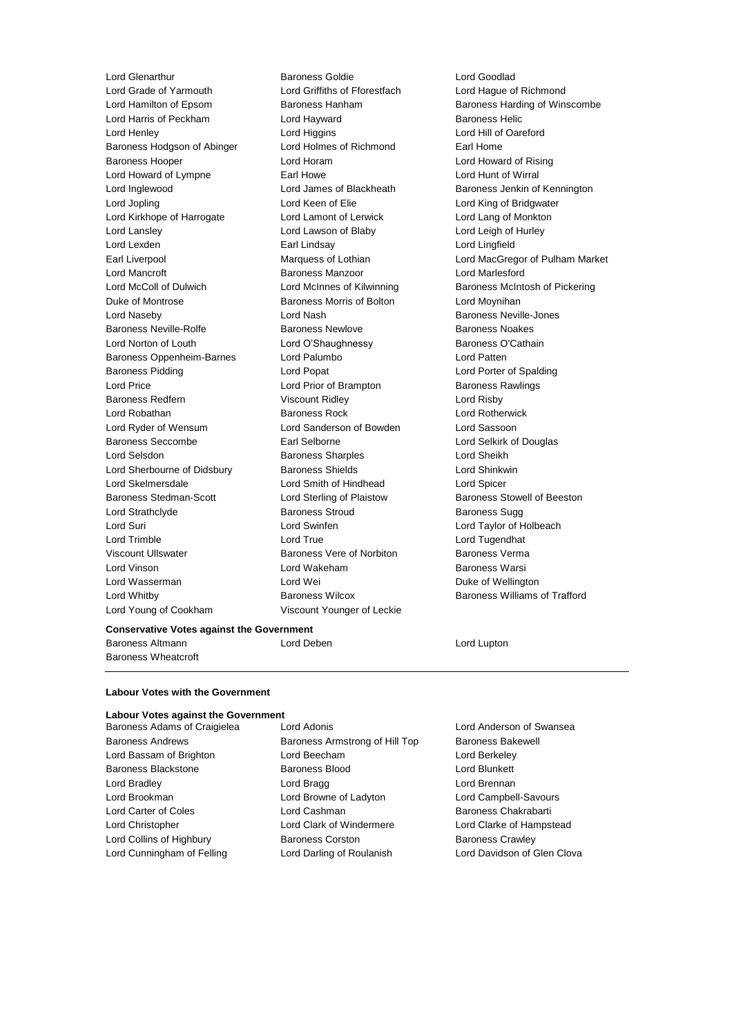Lord Glenarthur
Baroness Goldie
Lord Goodlad
Lord Grade of Yarmouth
Lord Griffiths of Fforestfach
Lord Hague of Richmond
Lord Hamilton of Epsom
Baroness Hanham
Baroness Harding of Winscombe
Lord Harris of Peckham
Lord Hayward
Baroness Helic
Lord Henley
Lord Higgins
Lord Hill of Oareford
Baroness Hodgson of Abinger
Lord Holmes of Richmond
Earl Home
Baroness Hooper
Lord Horam
Lord Howard of Rising
Lord Howard of Lympne
Earl Howe
Lord Hunt of Wirral
Lord Inglewood
Lord James of Blackheath
Baroness Jenkin of Kennington
Lord Jopling
Lord Keen of Elie
Lord King of Bridgwater
Lord Kirkhope of Harrogate
Lord Lamont of Lerwick
Lord Lang of Monkton
Lord Lansley
Lord Lawson of Blaby
Lord Leigh of Hurley
Lord Lexden
Earl Lindsay
Lord Lingfield
Earl Liverpool
Marquess of Lothian
Lord MacGregor of Pulham Market
Lord Mancroft
Baroness Manzoor
Lord Marlesford
Lord McColl of Dulwich
Lord McInnes of Kilwinning
Baroness McIntosh of Pickering
Duke of Montrose
Baroness Morris of Bolton
Lord Moynihan
Lord Naseby
Lord Nash
Baroness Neville-Jones
Baroness Neville-Rolfe
Baroness Newlove
Baroness Noakes
Lord Norton of Louth
Lord O'Shaughnessy
Baroness O'Cathain
Baroness Oppenheim-Barnes
Lord Palumbo
Lord Patten
Baroness Pidding
Lord Popat
Lord Porter of Spalding
Lord Price
Lord Prior of Brampton
Baroness Rawlings
Baroness Redfern
Viscount Ridley
Lord Risby
Lord Robathan
Baroness Rock
Lord Rotherwick
Lord Ryder of Wensum
Lord Sanderson of Bowden
Lord Sassoon
Baroness Seccombe
Earl Selborne
Lord Selkirk of Douglas
Lord Selsdon
Baroness Sharples
Lord Sheikh
Lord Sherbourne of Didsbury
Baroness Shields
Lord Shinkwin
Lord Skelmersdale
Lord Smith of Hindhead
Lord Spicer
Baroness Stedman-Scott
Lord Sterling of Plaistow
Baroness Stowell of Beeston
Lord Strathclyde
Baroness Stroud
Baroness Sugg
Lord Suri
Lord Swinfen
Lord Taylor of Holbeach
Lord Trimble
Lord True
Lord Tugendhat
Viscount Ullswater
Baroness Vere of Norbiton
Baroness Verma
Lord Vinson
Lord Wakeham
Baroness Warsi
Lord Wasserman
Lord Wei
Duke of Wellington
Lord Whitby
Baroness Wilcox
Baroness Williams of Trafford
Lord Young of Cookham
Viscount Younger of Leckie

**Conservative Votes against the Government**

Baroness Altmann
Lord Deben
Lord Lupton
Baroness Wheatcroft

---

**Labour Votes with the Government**

**Labour Votes against the Government**

Baroness Adams of Craigielea
Lord Adonis
Lord Anderson of Swansea
Baroness Andrews
Baroness Armstrong of Hill Top
Baroness Bakewell
Lord Bassam of Brighton
Lord Beecham
Lord Berkeley
Baroness Blackstone
Baroness Blood
Lord Blunkett
Lord Bradley
Lord Bragg
Lord Brennan
Lord Brookman
Lord Browne of Ladyton
Lord Campbell-Savours
Lord Carter of Coles
Lord Cashman
Baroness Chakrabarti
Lord Christopher
Lord Clark of Windermere
Lord Clarke of Hampstead
Lord Collins of Highbury
Baroness Corston
Baroness Crawley
Lord Cunningham of Felling
Lord Darling of Roulanish
Lord Davidson of Glen Clova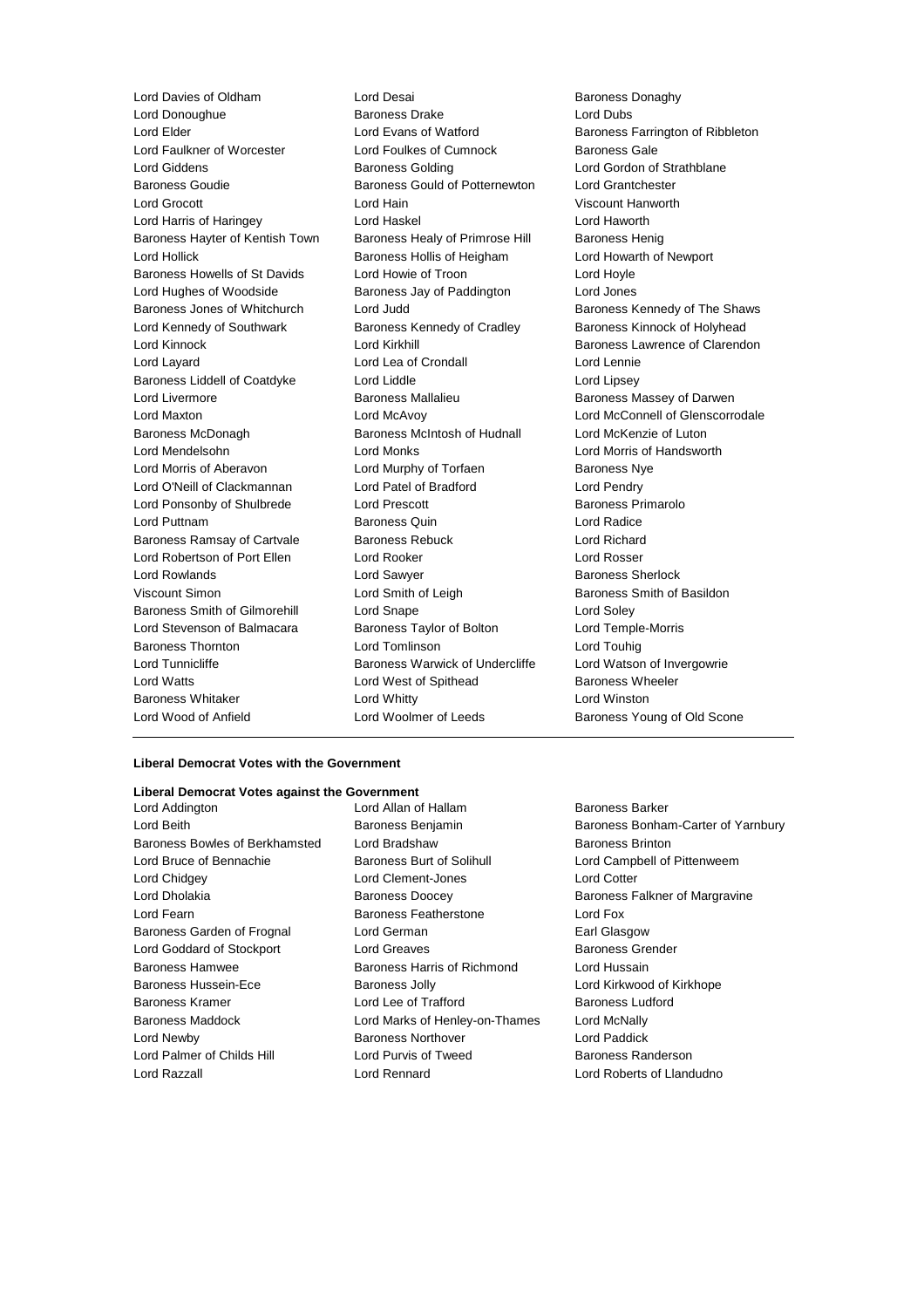Lord Davies of Oldham
Lord Desai
Baroness Donaghy
Lord Donoughue
Baroness Drake
Lord Dubs
Lord Elder
Lord Evans of Watford
Baroness Farrington of Ribbleton
Lord Faulkner of Worcester
Lord Foulkes of Cumnock
Baroness Gale
Lord Giddens
Baroness Golding
Lord Gordon of Strathblane
Baroness Goudie
Baroness Gould of Potternewton
Lord Grantchester
Lord Grocott
Lord Hain
Viscount Hanworth
Lord Harris of Haringey
Lord Haskel
Lord Haworth
Baroness Hayter of Kentish Town
Baroness Healy of Primrose Hill
Baroness Henig
Lord Hollick
Baroness Hollis of Heigham
Lord Howarth of Newport
Baroness Howells of St Davids
Lord Howie of Troon
Lord Hoyle
Lord Hughes of Woodside
Baroness Jay of Paddington
Lord Jones
Baroness Jones of Whitchurch
Lord Judd
Baroness Kennedy of The Shaws
Lord Kennedy of Southwark
Baroness Kennedy of Cradley
Baroness Kinnock of Holyhead
Lord Kinnock
Lord Kirkhill
Baroness Lawrence of Clarendon
Lord Layard
Lord Lea of Crondall
Lord Lennie
Baroness Liddell of Coatdyke
Lord Liddle
Lord Lipsey
Lord Livermore
Baroness Mallalieu
Baroness Massey of Darwen
Lord Maxton
Lord McAvoy
Lord McConnell of Glenscorrodale
Baroness McDonagh
Baroness McIntosh of Hudnall
Lord McKenzie of Luton
Lord Mendelsohn
Lord Monks
Lord Morris of Handsworth
Lord Morris of Aberavon
Lord Murphy of Torfaen
Baroness Nye
Lord O'Neill of Clackmannan
Lord Patel of Bradford
Lord Pendry
Lord Ponsonby of Shulbrede
Lord Prescott
Baroness Primarolo
Lord Puttnam
Baroness Quin
Lord Radice
Baroness Ramsay of Cartvale
Baroness Rebuck
Lord Richard
Lord Robertson of Port Ellen
Lord Rooker
Lord Rosser
Lord Rowlands
Lord Sawyer
Baroness Sherlock
Viscount Simon
Lord Smith of Leigh
Baroness Smith of Basildon
Baroness Smith of Gilmorehill
Lord Snape
Lord Soley
Lord Stevenson of Balmacara
Baroness Taylor of Bolton
Lord Temple-Morris
Baroness Thornton
Lord Tomlinson
Lord Touhig
Lord Tunnicliffe
Baroness Warwick of Undercliffe
Lord Watson of Invergowrie
Lord Watts
Lord West of Spithead
Baroness Wheeler
Baroness Whitaker
Lord Whitty
Lord Winston
Lord Wood of Anfield
Lord Woolmer of Leeds
Baroness Young of Old Scone

---

**Liberal Democrat Votes with the Government**

**Liberal Democrat Votes against the Government**

Lord Addington
Lord Allan of Hallam
Baroness Barker
Lord Beith
Baroness Benjamin
Baroness Bonham-Carter of Yarnbury
Baroness Bowles of Berkhamsted
Lord Bradshaw
Baroness Brinton
Lord Bruce of Bennachie
Baroness Burt of Solihull
Lord Campbell of Pittenweem
Lord Chidgey
Lord Clement-Jones
Lord Cotter
Lord Dholakia
Baroness Doocey
Baroness Falkner of Margravine
Lord Fearn
Baroness Featherstone
Lord Fox
Baroness Garden of Frognal
Lord German
Earl Glasgow
Lord Goddard of Stockport
Lord Greaves
Baroness Grender
Baroness Hamwee
Baroness Harris of Richmond
Lord Hussain
Baroness Hussein-Ece
Baroness Jolly
Lord Kirkwood of Kirkhope
Baroness Kramer
Lord Lee of Trafford
Baroness Ludford
Baroness Maddock
Lord Marks of Henley-on-Thames
Lord McNally
Lord Newby
Baroness Northover
Lord Paddick
Lord Palmer of Childs Hill
Lord Purvis of Tweed
Baroness Randerson
Lord Razzall
Lord Rennard
Lord Roberts of Llandudno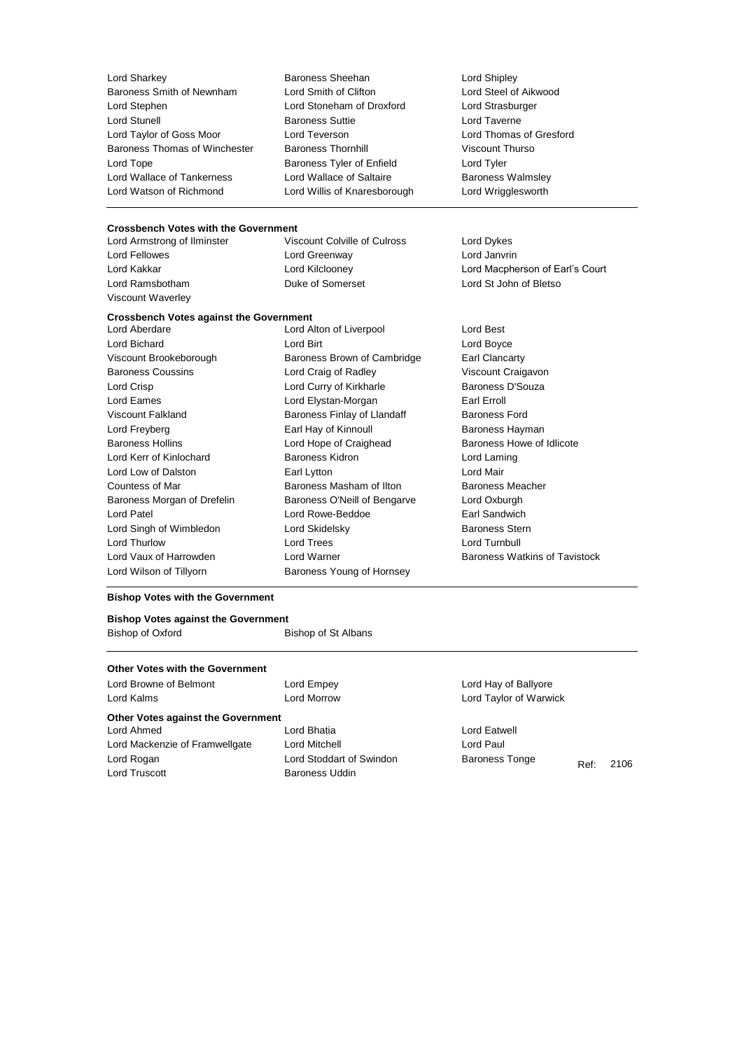Lord Sharkey
Baroness Sheehan
Lord Shipley
Baroness Smith of Newnham
Lord Smith of Clifton
Lord Steel of Aikwood
Lord Stephen
Lord Stoneham of Droxford
Lord Strasburger
Lord Stunell
Baroness Suttie
Lord Taverne
Lord Taylor of Goss Moor
Lord Teverson
Lord Thomas of Gresford
Baroness Thomas of Winchester
Baroness Thornhill
Viscount Thurso
Lord Tope
Baroness Tyler of Enfield
Lord Tyler
Lord Wallace of Tankerness
Lord Wallace of Saltaire
Baroness Walmsley
Lord Watson of Richmond
Lord Willis of Knaresborough
Lord Wrigglesworth

**Crossbench Votes with the Government**

Lord Armstrong of Ilminster
Viscount Colville of Culross
Lord Dykes
Lord Fellowes
Lord Greenway
Lord Janvrin
Lord Kakkar
Lord Kilclooney
Lord Macpherson of Earl's Court
Lord Ramsbotham
Duke of Somerset
Lord St John of Bletso
Viscount Waverley

**Crossbench Votes against the Government**

Lord Aberdare
Lord Alton of Liverpool
Lord Best
Lord Bichard
Lord Birt
Lord Boyce
Viscount Brookeborough
Baroness Brown of Cambridge
Earl Clancarty
Baroness Coussins
Lord Craig of Radley
Viscount Craigavon
Lord Crisp
Lord Curry of Kirkharle
Baroness D'Souza
Lord Eames
Lord Elystan-Morgan
Earl Erroll
Viscount Falkland
Baroness Finlay of Llandaff
Baroness Ford
Lord Freyberg
Earl Hay of Kinnoull
Baroness Hayman
Baroness Hollins
Lord Hope of Craighead
Baroness Howe of Idlicote
Lord Kerr of Kinlochard
Baroness Kidron
Lord Laming
Lord Low of Dalston
Earl Lytton
Lord Mair
Countess of Mar
Baroness Masham of Ilton
Baroness Meacher
Baroness Morgan of Drefelin
Baroness O'Neill of Bengarve
Lord Oxburgh
Lord Patel
Lord Rowe-Beddoe
Earl Sandwich
Lord Singh of Wimbledon
Lord Skidelsky
Baroness Stern
Lord Thurlow
Lord Trees
Lord Turnbull
Lord Vaux of Harrowden
Lord Warner
Baroness Watkins of Tavistock
Lord Wilson of Tillyorn
Baroness Young of Hornsey

**Bishop Votes with the Government**

**Bishop Votes against the Government**

Bishop of Oxford
Bishop of St Albans

**Other Votes with the Government**

Lord Browne of Belmont
Lord Empey
Lord Hay of Ballyore
Lord Kalms
Lord Morrow
Lord Taylor of Warwick

**Other Votes against the Government**

Lord Ahmed
Lord Bhatia
Lord Eatwell
Lord Mackenzie of Framwellgate
Lord Mitchell
Lord Paul
Lord Rogan
Lord Stoddart of Swindon
Baroness Tonge
Lord Truscott
Baroness Uddin

Ref: 2106